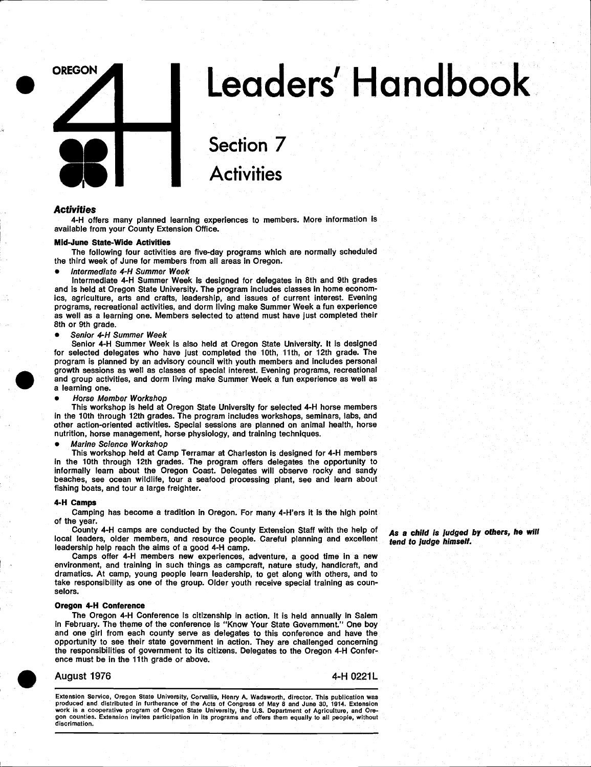# OREGON 4-H Leaders' Handbook

## Section 7
## Activities

### *Activities*

4-H offers many planned learning experiences to members. More information is available from your County Extension Office.

**Mid-June State-Wide Activities**

The following four activities are five-day programs which are normally scheduled the third week of June for members from all areas in Oregon.

- *Intermediate 4-H Summer Week*

Intermediate 4-H Summer Week is designed for delegates in 8th and 9th grades and is held at Oregon State University. The program includes classes in home economics, agriculture, arts and crafts, leadership, and issues of current interest. Evening programs, recreational activities, and dorm living make Summer Week a fun experience as well as a learning one. Members selected to attend must have just completed their 8th or 9th grade.

- *Senior 4-H Summer Week*

Senior 4-H Summer Week is also held at Oregon State University. It is designed for selected delegates who have just completed the 10th, 11th, or 12th grade. The program is planned by an advisory council with youth members and includes personal growth sessions as well as classes of special interest. Evening programs, recreational and group activities, and dorm living make Summer Week a fun experience as well as a learning one.

- *Horse Member Workshop*

This workshop is held at Oregon State University for selected 4-H horse members in the 10th through 12th grades. The program includes workshops, seminars, labs, and other action-oriented activities. Special sessions are planned on animal health, horse nutrition, horse management, horse physiology, and training techniques.

- *Marine Science Workshop*

This workshop held at Camp Terramar at Charleston is designed for 4-H members in the 10th through 12th grades. The program offers delegates the opportunity to informally learn about the Oregon Coast. Delegates will observe rocky and sandy beaches, see ocean wildlife, tour a seafood processing plant, see and learn about fishing boats, and tour a large freighter.

**4-H Camps**

Camping has become a tradition in Oregon. For many 4-H'ers it is the high point of the year.

County 4-H camps are conducted by the County Extension Staff with the help of local leaders, older members, and resource people. Careful planning and excellent leadership help reach the aims of a good 4-H camp.

***As a child is judged by others, he will tend to judge himself.***

Camps offer 4-H members new experiences, adventure, a good time in a new environment, and training in such things as campcraft, nature study, handicraft, and dramatics. At camp, young people learn leadership, to get along with others, and to take responsibility as one of the group. Older youth receive special training as counselors.

**Oregon 4-H Conference**

The Oregon 4-H Conference is citizenship in action. It is held annually in Salem in February. The theme of the conference is "Know Your State Government." One boy and one girl from each county serve as delegates to this conference and have the opportunity to see their state government in action. They are challenged concerning the responsibilities of government to its citizens. Delegates to the Oregon 4-H Conference must be in the 11th grade or above.

August 1976 — 4-H 0221L

Extension Service, Oregon State University, Corvallis, Henry A. Wadsworth, director. This publication was produced and distributed in furtherance of the Acts of Congress of May 8 and June 30, 1914. Extension work is a cooperative program of Oregon State University, the U.S. Department of Agriculture, and Oregon counties. Extension invites participation in its programs and offers them equally to all people, without discrimation.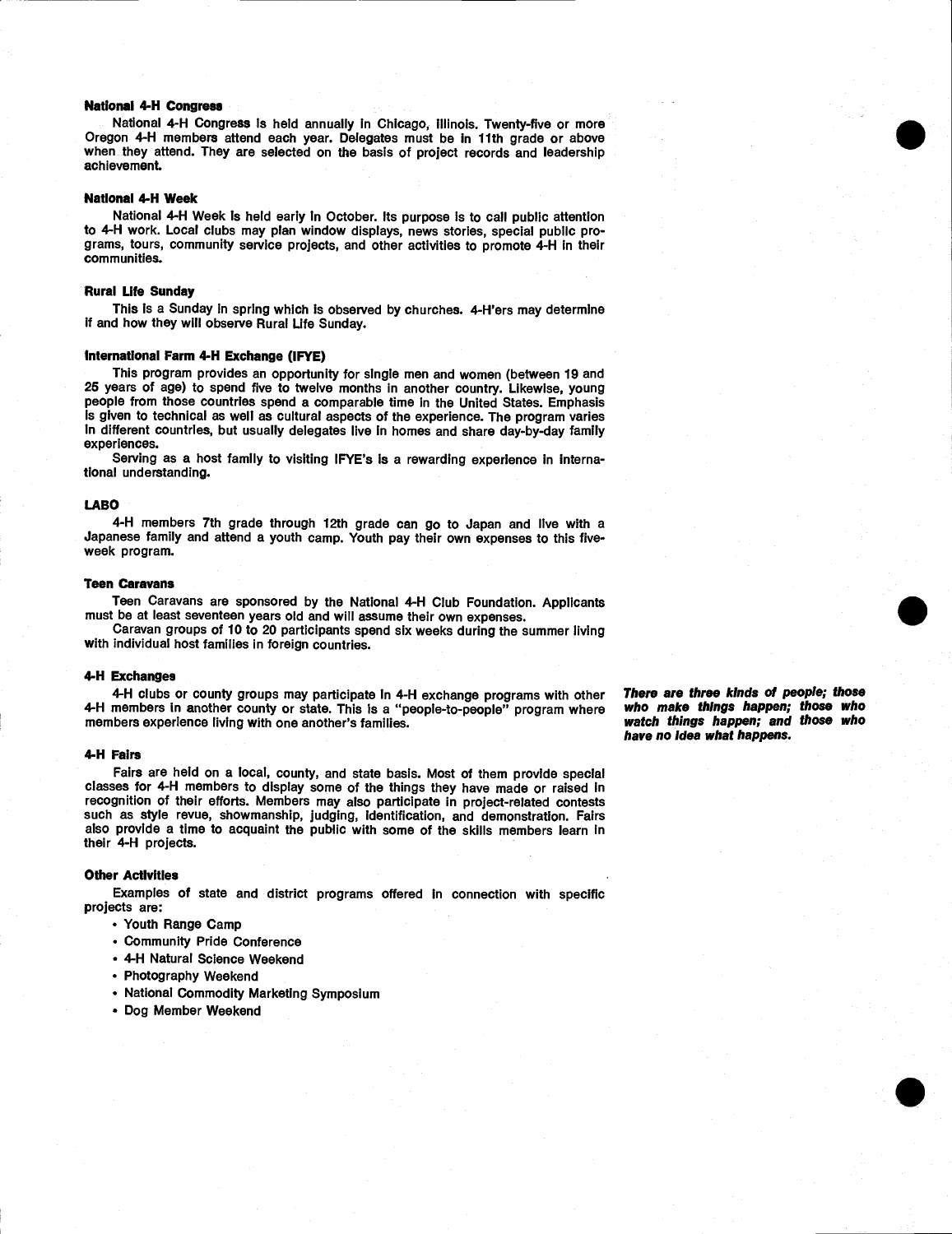### National 4-H Congress

National 4-H Congress is held annually in Chicago, Illinois. Twenty-five or more Oregon 4-H members attend each year. Delegates must be in 11th grade or above when they attend. They are selected on the basis of project records and leadership achievement.

### National 4-H Week

National 4-H Week is held early in October. Its purpose is to call public attention to 4-H work. Local clubs may plan window displays, news stories, special public programs, tours, community service projects, and other activities to promote 4-H in their communities.

### Rural Life Sunday

This is a Sunday in spring which is observed by churches. 4-H'ers may determine if and how they will observe Rural Life Sunday.

### International Farm 4-H Exchange (IFYE)

This program provides an opportunity for single men and women (between 19 and 25 years of age) to spend five to twelve months in another country. Likewise, young people from those countries spend a comparable time in the United States. Emphasis is given to technical as well as cultural aspects of the experience. The program varies in different countries, but usually delegates live in homes and share day-by-day family experiences.

Serving as a host family to visiting IFYE's is a rewarding experience in international understanding.

### LABO

4-H members 7th grade through 12th grade can go to Japan and live with a Japanese family and attend a youth camp. Youth pay their own expenses to this five-week program.

### Teen Caravans

Teen Caravans are sponsored by the National 4-H Club Foundation. Applicants must be at least seventeen years old and will assume their own expenses.

Caravan groups of 10 to 20 participants spend six weeks during the summer living with individual host families in foreign countries.

### 4-H Exchanges

4-H clubs or county groups may participate in 4-H exchange programs with other 4-H members in another county or state. This is a "people-to-people" program where members experience living with one another's families.

***There are three kinds of people; those who make things happen; those who watch things happen; and those who have no idea what happens.***

### 4-H Fairs

Fairs are held on a local, county, and state basis. Most of them provide special classes for 4-H members to display some of the things they have made or raised in recognition of their efforts. Members may also participate in project-related contests such as style revue, showmanship, judging, identification, and demonstration. Fairs also provide a time to acquaint the public with some of the skills members learn in their 4-H projects.

### Other Activities

Examples of state and district programs offered in connection with specific projects are:

- Youth Range Camp
- Community Pride Conference
- 4-H Natural Science Weekend
- Photography Weekend
- National Commodity Marketing Symposium
- Dog Member Weekend